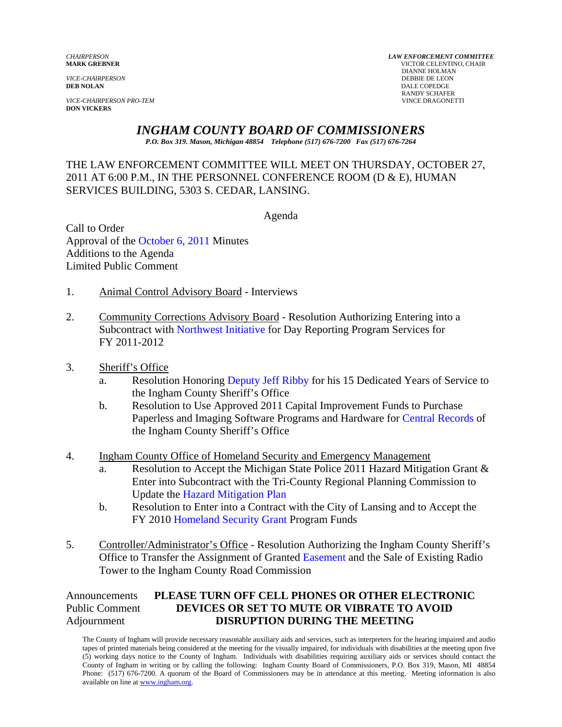*CHAIRPERSON*
**MARK GREBNER**

*VICE-CHAIRPERSON*
**DEB NOLAN**

*VICE-CHAIRPERSON PRO-TEM*
**DON VICKERS**

*LAW ENFORCEMENT COMMITTEE*
VICTOR CELENTINO, CHAIR
DIANNE HOLMAN
DEBBIE DE LEON
DALE COPEDGE
RANDY SCHAFER
VINCE DRAGONETTI

# *INGHAM COUNTY BOARD OF COMMISSIONERS*

***P.O. Box 319. Mason, Michigan 48854 Telephone (517) 676-7200 Fax (517) 676-7264***

THE LAW ENFORCEMENT COMMITTEE WILL MEET ON THURSDAY, OCTOBER 27, 2011 AT 6:00 P.M., IN THE PERSONNEL CONFERENCE ROOM (D & E), HUMAN SERVICES BUILDING, 5303 S. CEDAR, LANSING.

Agenda

Call to Order
Approval of the October 6, 2011 Minutes
Additions to the Agenda
Limited Public Comment

1. Animal Control Advisory Board - Interviews

2. Community Corrections Advisory Board - Resolution Authorizing Entering into a Subcontract with Northwest Initiative for Day Reporting Program Services for FY 2011-2012

3. Sheriff's Office
   a. Resolution Honoring Deputy Jeff Ribby for his 15 Dedicated Years of Service to the Ingham County Sheriff's Office
   b. Resolution to Use Approved 2011 Capital Improvement Funds to Purchase Paperless and Imaging Software Programs and Hardware for Central Records of the Ingham County Sheriff's Office

4. Ingham County Office of Homeland Security and Emergency Management
   a. Resolution to Accept the Michigan State Police 2011 Hazard Mitigation Grant & Enter into Subcontract with the Tri-County Regional Planning Commission to Update the Hazard Mitigation Plan
   b. Resolution to Enter into a Contract with the City of Lansing and to Accept the FY 2010 Homeland Security Grant Program Funds

5. Controller/Administrator's Office - Resolution Authorizing the Ingham County Sheriff's Office to Transfer the Assignment of Granted Easement and the Sale of Existing Radio Tower to the Ingham County Road Commission

Announcements
Public Comment
Adjournment

**PLEASE TURN OFF CELL PHONES OR OTHER ELECTRONIC DEVICES OR SET TO MUTE OR VIBRATE TO AVOID DISRUPTION DURING THE MEETING**

The County of Ingham will provide necessary reasonable auxiliary aids and services, such as interpreters for the hearing impaired and audio tapes of printed materials being considered at the meeting for the visually impaired, for individuals with disabilities at the meeting upon five (5) working days notice to the County of Ingham. Individuals with disabilities requiring auxiliary aids or services should contact the County of Ingham in writing or by calling the following: Ingham County Board of Commissioners, P.O. Box 319, Mason, MI 48854 Phone: (517) 676-7200. A quorum of the Board of Commissioners may be in attendance at this meeting. Meeting information is also available on line at www.ingham.org.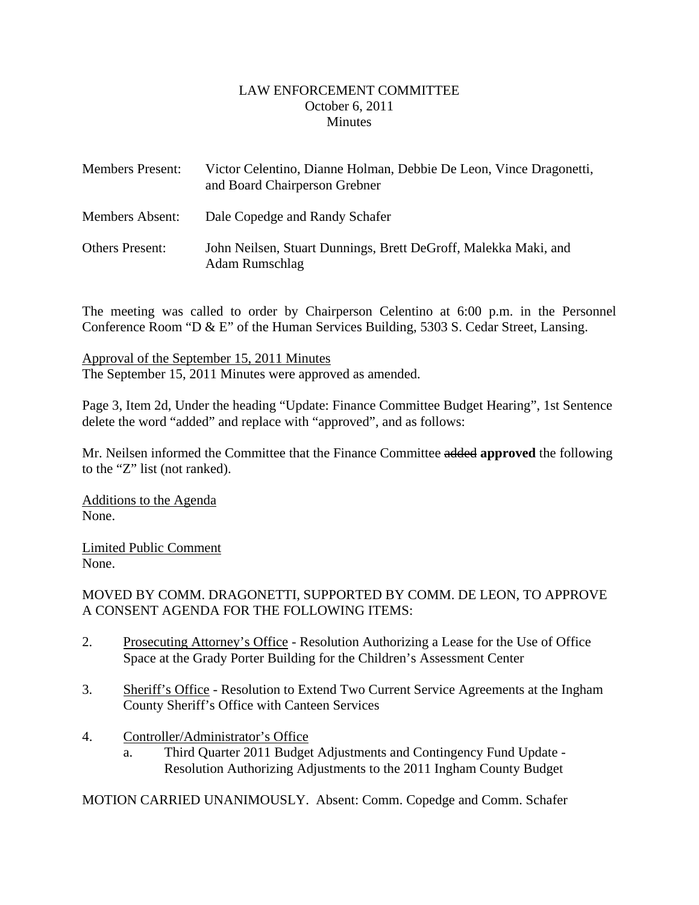LAW ENFORCEMENT COMMITTEE
October 6, 2011
Minutes

| | |
|---|---|
| Members Present: | Victor Celentino, Dianne Holman, Debbie De Leon, Vince Dragonetti, and Board Chairperson Grebner |
| Members Absent: | Dale Copedge and Randy Schafer |
| Others Present: | John Neilsen, Stuart Dunnings, Brett DeGroff, Malekka Maki, and Adam Rumschlag |

The meeting was called to order by Chairperson Celentino at 6:00 p.m. in the Personnel Conference Room "D & E" of the Human Services Building, 5303 S. Cedar Street, Lansing.

<u>Approval of the September 15, 2011 Minutes</u>
The September 15, 2011 Minutes were approved as amended.

Page 3, Item 2d, Under the heading "Update: Finance Committee Budget Hearing", 1st Sentence delete the word "added" and replace with "approved", and as follows:

Mr. Neilsen informed the Committee that the Finance Committee ~~added~~ **approved** the following to the "Z" list (not ranked).

<u>Additions to the Agenda</u>
None.

<u>Limited Public Comment</u>
None.

MOVED BY COMM. DRAGONETTI, SUPPORTED BY COMM. DE LEON, TO APPROVE A CONSENT AGENDA FOR THE FOLLOWING ITEMS:

2. <u>Prosecuting Attorney's Office</u> - Resolution Authorizing a Lease for the Use of Office Space at the Grady Porter Building for the Children's Assessment Center

3. <u>Sheriff's Office</u> - Resolution to Extend Two Current Service Agreements at the Ingham County Sheriff's Office with Canteen Services

4. <u>Controller/Administrator's Office</u>
   a. Third Quarter 2011 Budget Adjustments and Contingency Fund Update - Resolution Authorizing Adjustments to the 2011 Ingham County Budget

MOTION CARRIED UNANIMOUSLY. Absent: Comm. Copedge and Comm. Schafer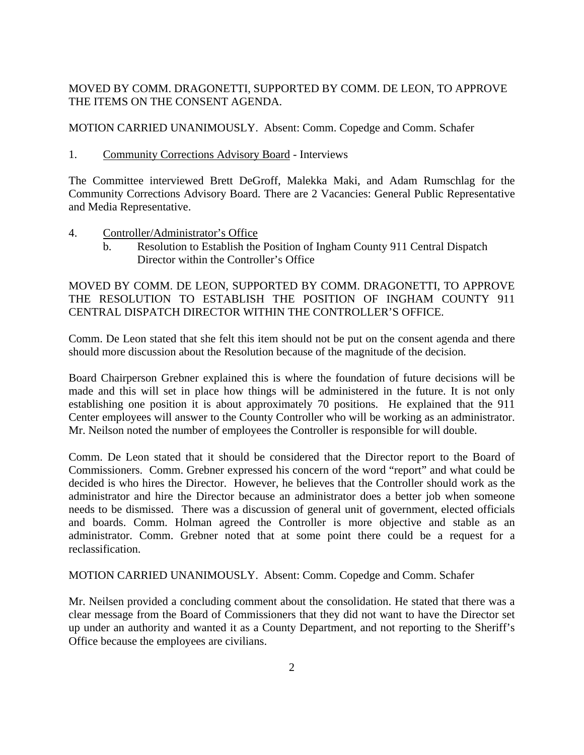MOVED BY COMM. DRAGONETTI, SUPPORTED BY COMM. DE LEON, TO APPROVE THE ITEMS ON THE CONSENT AGENDA.

MOTION CARRIED UNANIMOUSLY. Absent: Comm. Copedge and Comm. Schafer

1. Community Corrections Advisory Board - Interviews

The Committee interviewed Brett DeGroff, Malekka Maki, and Adam Rumschlag for the Community Corrections Advisory Board. There are 2 Vacancies: General Public Representative and Media Representative.

4. Controller/Administrator's Office
   b. Resolution to Establish the Position of Ingham County 911 Central Dispatch Director within the Controller's Office

MOVED BY COMM. DE LEON, SUPPORTED BY COMM. DRAGONETTI, TO APPROVE THE RESOLUTION TO ESTABLISH THE POSITION OF INGHAM COUNTY 911 CENTRAL DISPATCH DIRECTOR WITHIN THE CONTROLLER'S OFFICE.

Comm. De Leon stated that she felt this item should not be put on the consent agenda and there should more discussion about the Resolution because of the magnitude of the decision.

Board Chairperson Grebner explained this is where the foundation of future decisions will be made and this will set in place how things will be administered in the future. It is not only establishing one position it is about approximately 70 positions. He explained that the 911 Center employees will answer to the County Controller who will be working as an administrator. Mr. Neilson noted the number of employees the Controller is responsible for will double.

Comm. De Leon stated that it should be considered that the Director report to the Board of Commissioners. Comm. Grebner expressed his concern of the word "report" and what could be decided is who hires the Director. However, he believes that the Controller should work as the administrator and hire the Director because an administrator does a better job when someone needs to be dismissed. There was a discussion of general unit of government, elected officials and boards. Comm. Holman agreed the Controller is more objective and stable as an administrator. Comm. Grebner noted that at some point there could be a request for a reclassification.

MOTION CARRIED UNANIMOUSLY. Absent: Comm. Copedge and Comm. Schafer

Mr. Neilsen provided a concluding comment about the consolidation. He stated that there was a clear message from the Board of Commissioners that they did not want to have the Director set up under an authority and wanted it as a County Department, and not reporting to the Sheriff's Office because the employees are civilians.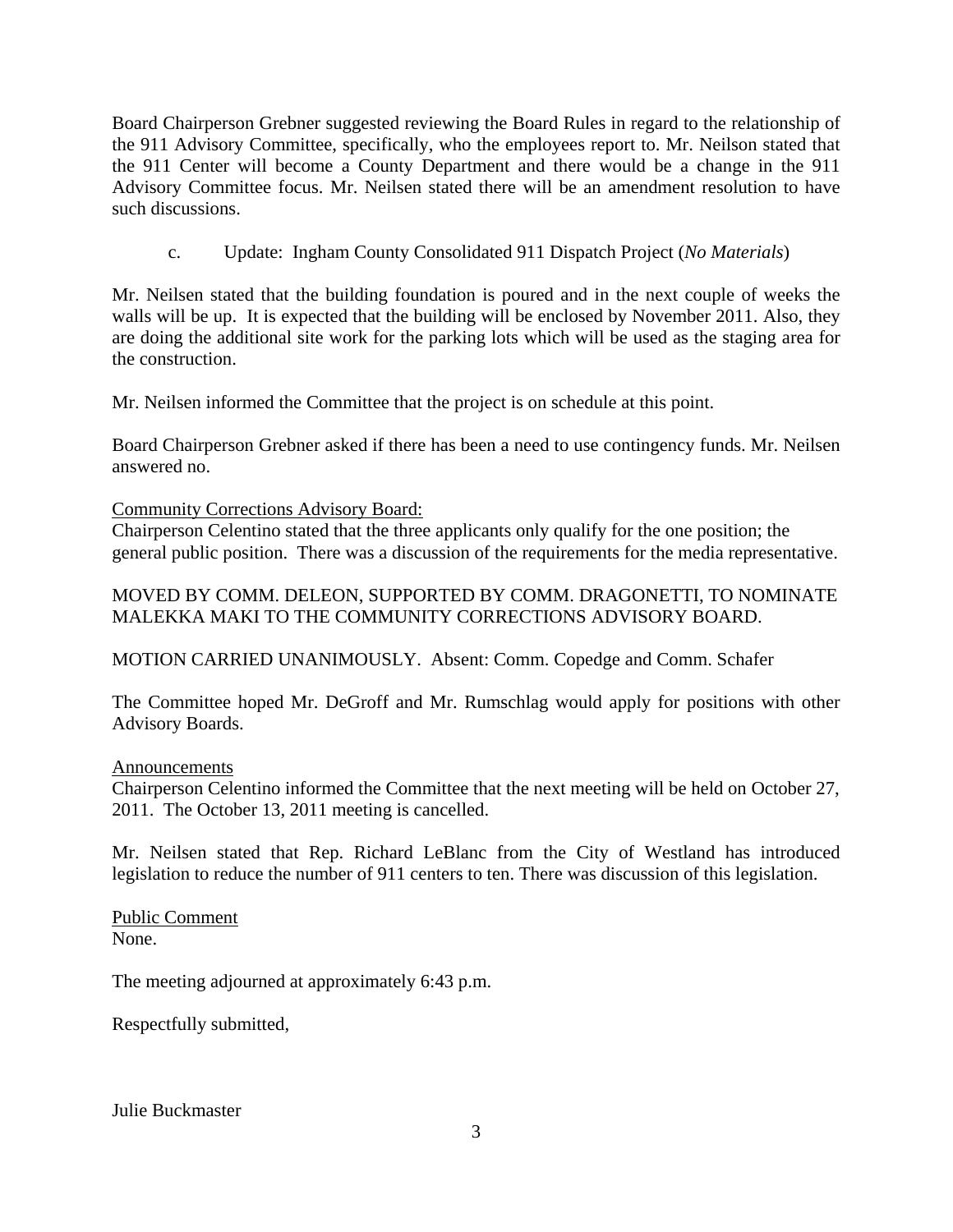Board Chairperson Grebner suggested reviewing the Board Rules in regard to the relationship of the 911 Advisory Committee, specifically, who the employees report to. Mr. Neilson stated that the 911 Center will become a County Department and there would be a change in the 911 Advisory Committee focus. Mr. Neilsen stated there will be an amendment resolution to have such discussions.

c. Update: Ingham County Consolidated 911 Dispatch Project (*No Materials*)

Mr. Neilsen stated that the building foundation is poured and in the next couple of weeks the walls will be up. It is expected that the building will be enclosed by November 2011. Also, they are doing the additional site work for the parking lots which will be used as the staging area for the construction.

Mr. Neilsen informed the Committee that the project is on schedule at this point.

Board Chairperson Grebner asked if there has been a need to use contingency funds. Mr. Neilsen answered no.

<u>Community Corrections Advisory Board:</u>
Chairperson Celentino stated that the three applicants only qualify for the one position; the general public position. There was a discussion of the requirements for the media representative.

MOVED BY COMM. DELEON, SUPPORTED BY COMM. DRAGONETTI, TO NOMINATE MALEKKA MAKI TO THE COMMUNITY CORRECTIONS ADVISORY BOARD.

MOTION CARRIED UNANIMOUSLY. Absent: Comm. Copedge and Comm. Schafer

The Committee hoped Mr. DeGroff and Mr. Rumschlag would apply for positions with other Advisory Boards.

<u>Announcements</u>
Chairperson Celentino informed the Committee that the next meeting will be held on October 27, 2011. The October 13, 2011 meeting is cancelled.

Mr. Neilsen stated that Rep. Richard LeBlanc from the City of Westland has introduced legislation to reduce the number of 911 centers to ten. There was discussion of this legislation.

<u>Public Comment</u>
None.

The meeting adjourned at approximately 6:43 p.m.

Respectfully submitted,

Julie Buckmaster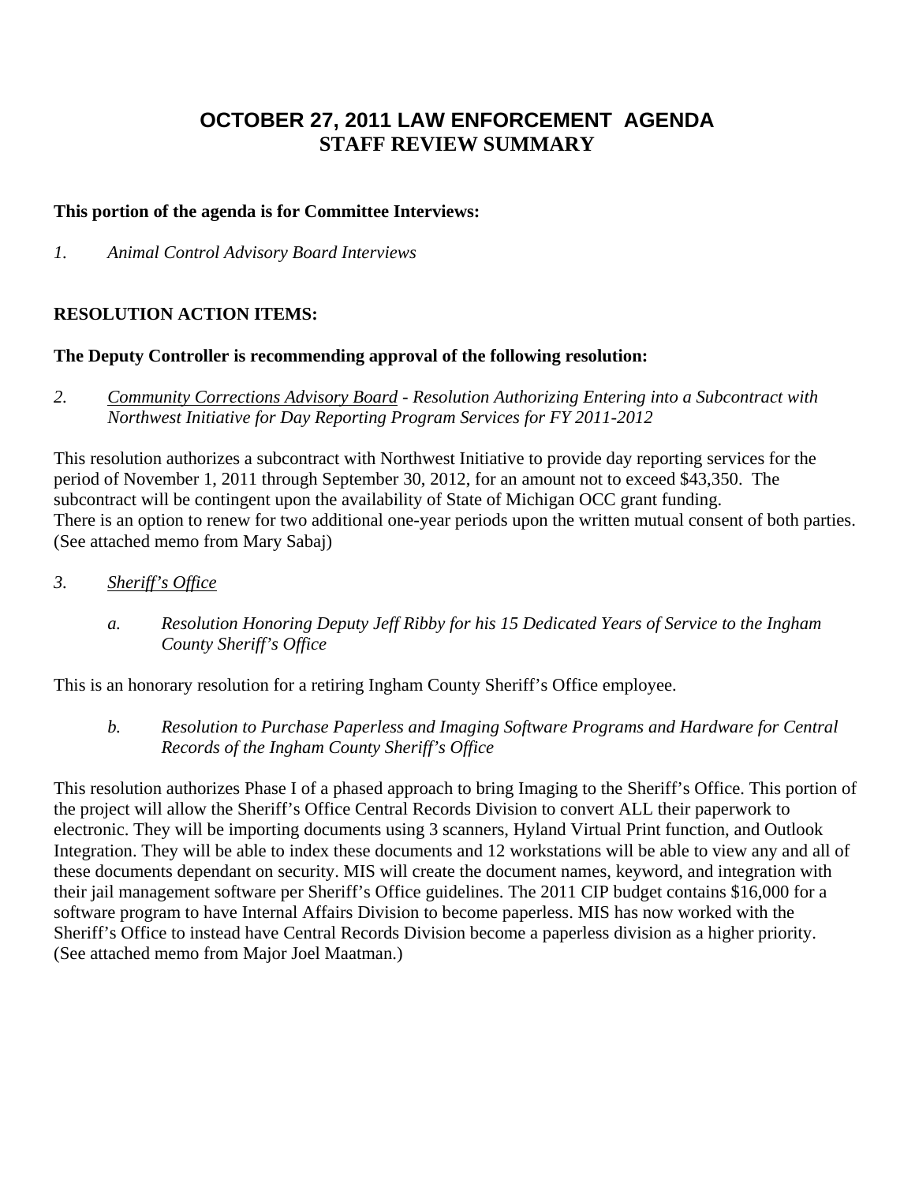# OCTOBER 27, 2011 LAW ENFORCEMENT AGENDA
## STAFF REVIEW SUMMARY

**This portion of the agenda is for Committee Interviews:**

*1. Animal Control Advisory Board Interviews*

**RESOLUTION ACTION ITEMS:**

**The Deputy Controller is recommending approval of the following resolution:**

*2. <u>Community Corrections Advisory Board</u> - Resolution Authorizing Entering into a Subcontract with Northwest Initiative for Day Reporting Program Services for FY 2011-2012*

This resolution authorizes a subcontract with Northwest Initiative to provide day reporting services for the period of November 1, 2011 through September 30, 2012, for an amount not to exceed $43,350. The subcontract will be contingent upon the availability of State of Michigan OCC grant funding. There is an option to renew for two additional one-year periods upon the written mutual consent of both parties. (See attached memo from Mary Sabaj)

*3. <u>Sheriff's Office</u>*

*a. Resolution Honoring Deputy Jeff Ribby for his 15 Dedicated Years of Service to the Ingham County Sheriff's Office*

This is an honorary resolution for a retiring Ingham County Sheriff's Office employee.

*b. Resolution to Purchase Paperless and Imaging Software Programs and Hardware for Central Records of the Ingham County Sheriff's Office*

This resolution authorizes Phase I of a phased approach to bring Imaging to the Sheriff's Office. This portion of the project will allow the Sheriff's Office Central Records Division to convert ALL their paperwork to electronic. They will be importing documents using 3 scanners, Hyland Virtual Print function, and Outlook Integration. They will be able to index these documents and 12 workstations will be able to view any and all of these documents dependant on security. MIS will create the document names, keyword, and integration with their jail management software per Sheriff's Office guidelines. The 2011 CIP budget contains $16,000 for a software program to have Internal Affairs Division to become paperless. MIS has now worked with the Sheriff's Office to instead have Central Records Division become a paperless division as a higher priority. (See attached memo from Major Joel Maatman.)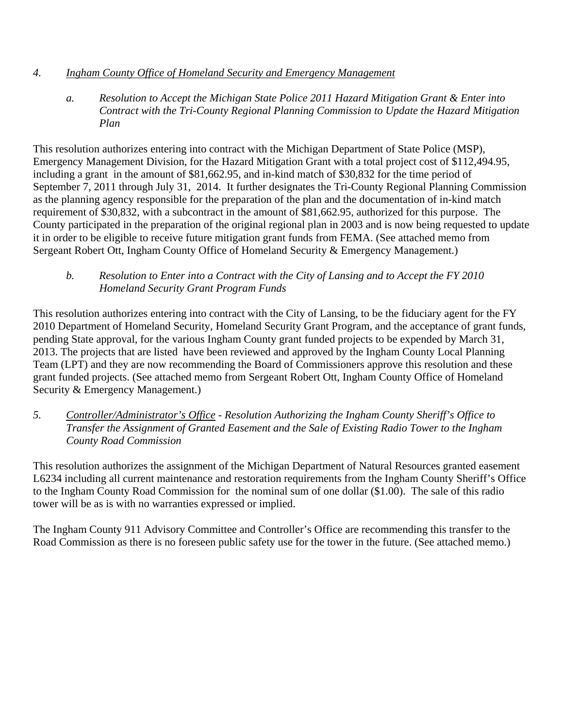4. *Ingham County Office of Homeland Security and Emergency Management*

   a. *Resolution to Accept the Michigan State Police 2011 Hazard Mitigation Grant & Enter into Contract with the Tri-County Regional Planning Commission to Update the Hazard Mitigation Plan*

This resolution authorizes entering into contract with the Michigan Department of State Police (MSP), Emergency Management Division, for the Hazard Mitigation Grant with a total project cost of $112,494.95, including a grant in the amount of $81,662.95, and in-kind match of $30,832 for the time period of September 7, 2011 through July 31, 2014. It further designates the Tri-County Regional Planning Commission as the planning agency responsible for the preparation of the plan and the documentation of in-kind match requirement of $30,832, with a subcontract in the amount of $81,662.95, authorized for this purpose. The County participated in the preparation of the original regional plan in 2003 and is now being requested to update it in order to be eligible to receive future mitigation grant funds from FEMA. (See attached memo from Sergeant Robert Ott, Ingham County Office of Homeland Security & Emergency Management.)

   b. *Resolution to Enter into a Contract with the City of Lansing and to Accept the FY 2010 Homeland Security Grant Program Funds*

This resolution authorizes entering into contract with the City of Lansing, to be the fiduciary agent for the FY 2010 Department of Homeland Security, Homeland Security Grant Program, and the acceptance of grant funds, pending State approval, for the various Ingham County grant funded projects to be expended by March 31, 2013. The projects that are listed have been reviewed and approved by the Ingham County Local Planning Team (LPT) and they are now recommending the Board of Commissioners approve this resolution and these grant funded projects. (See attached memo from Sergeant Robert Ott, Ingham County Office of Homeland Security & Emergency Management.)

5. *Controller/Administrator's Office - Resolution Authorizing the Ingham County Sheriff's Office to Transfer the Assignment of Granted Easement and the Sale of Existing Radio Tower to the Ingham County Road Commission*

This resolution authorizes the assignment of the Michigan Department of Natural Resources granted easement L6234 including all current maintenance and restoration requirements from the Ingham County Sheriff's Office to the Ingham County Road Commission for the nominal sum of one dollar ($1.00). The sale of this radio tower will be as is with no warranties expressed or implied.

The Ingham County 911 Advisory Committee and Controller's Office are recommending this transfer to the Road Commission as there is no foreseen public safety use for the tower in the future. (See attached memo.)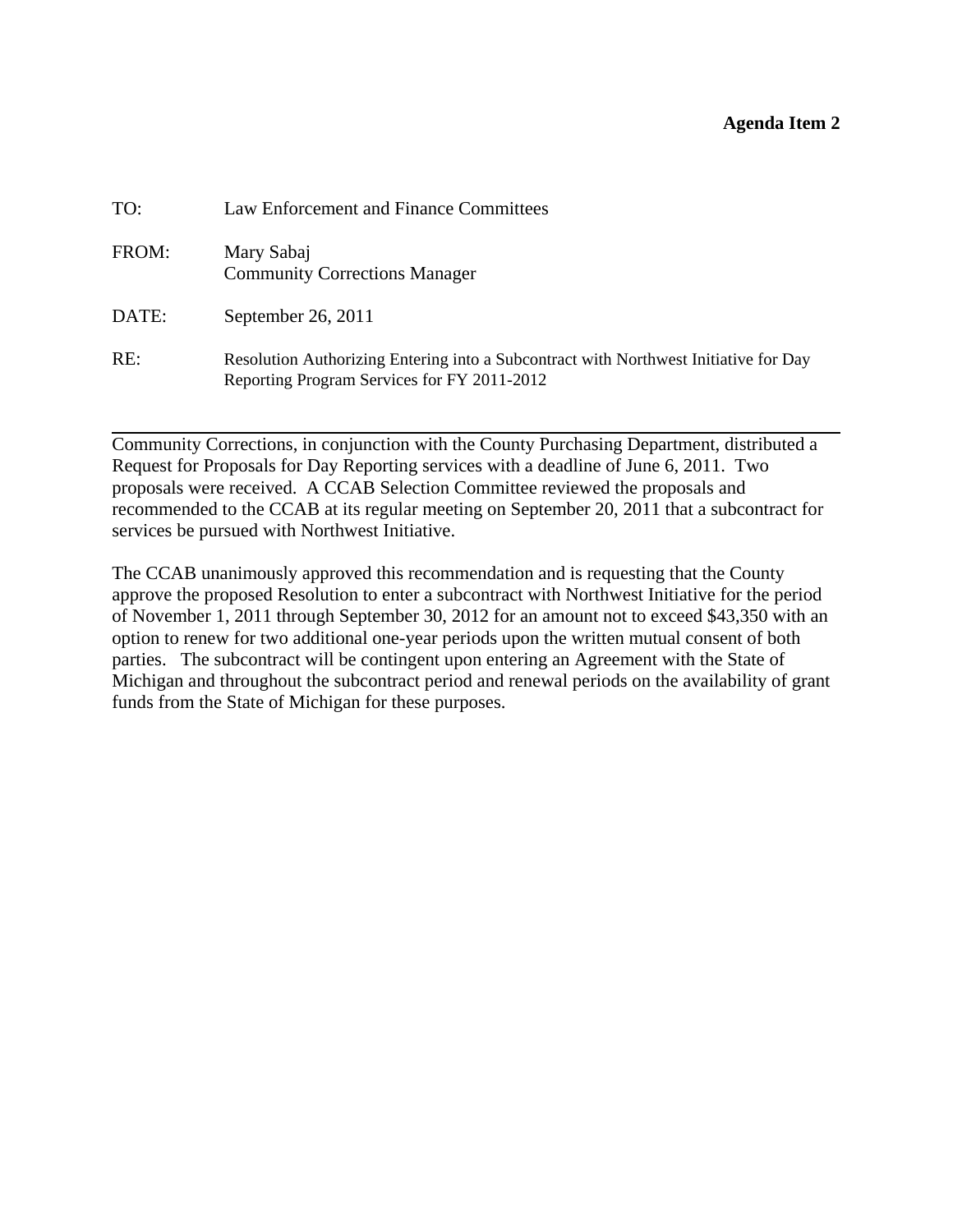**Agenda Item 2**

TO: Law Enforcement and Finance Committees

FROM: Mary Sabaj
Community Corrections Manager

DATE: September 26, 2011

RE: Resolution Authorizing Entering into a Subcontract with Northwest Initiative for Day Reporting Program Services for FY 2011-2012

---

Community Corrections, in conjunction with the County Purchasing Department, distributed a Request for Proposals for Day Reporting services with a deadline of June 6, 2011. Two proposals were received. A CCAB Selection Committee reviewed the proposals and recommended to the CCAB at its regular meeting on September 20, 2011 that a subcontract for services be pursued with Northwest Initiative.

The CCAB unanimously approved this recommendation and is requesting that the County approve the proposed Resolution to enter a subcontract with Northwest Initiative for the period of November 1, 2011 through September 30, 2012 for an amount not to exceed $43,350 with an option to renew for two additional one-year periods upon the written mutual consent of both parties. The subcontract will be contingent upon entering an Agreement with the State of Michigan and throughout the subcontract period and renewal periods on the availability of grant funds from the State of Michigan for these purposes.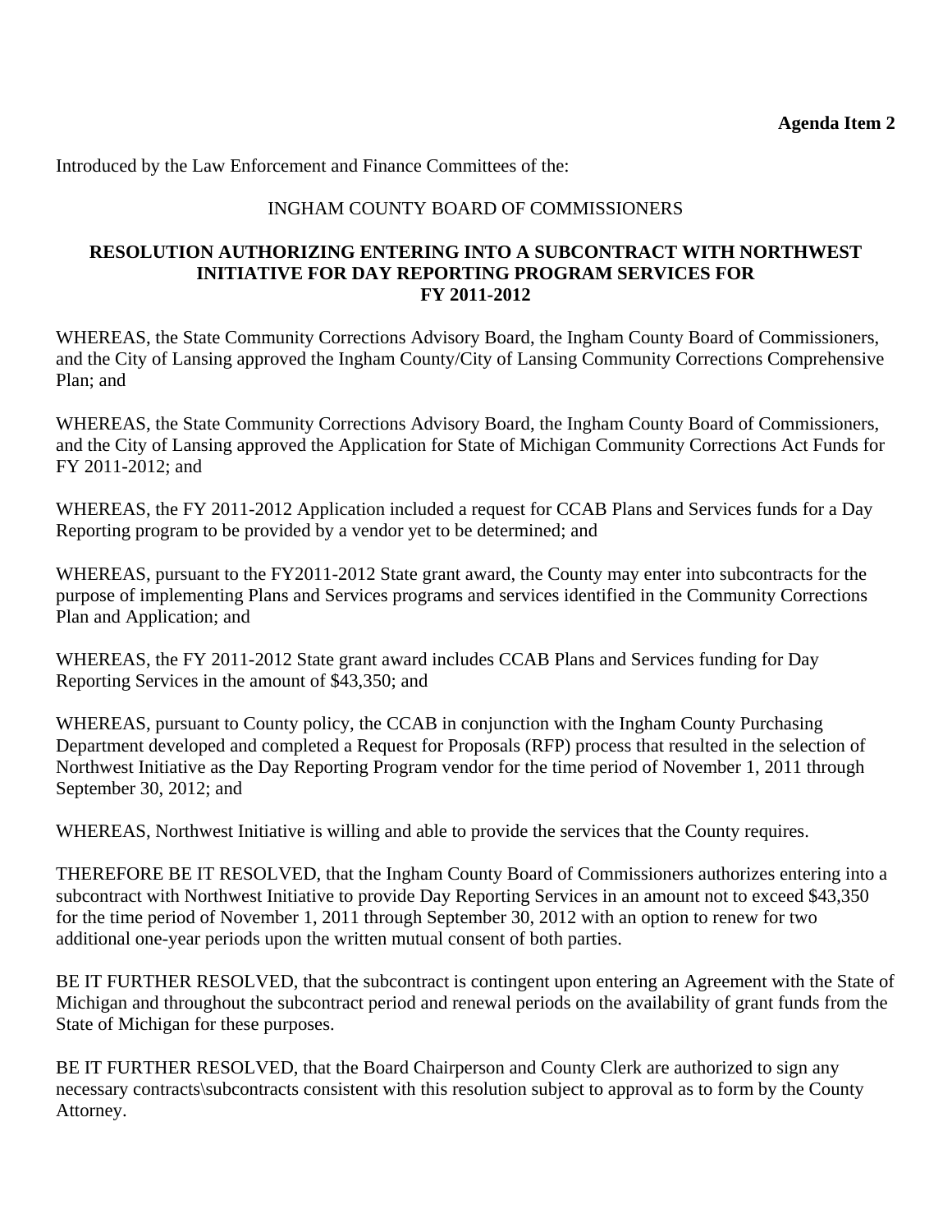**Agenda Item 2**

Introduced by the Law Enforcement and Finance Committees of the:

INGHAM COUNTY BOARD OF COMMISSIONERS

**RESOLUTION AUTHORIZING ENTERING INTO A SUBCONTRACT WITH NORTHWEST INITIATIVE FOR DAY REPORTING PROGRAM SERVICES FOR FY 2011-2012**

WHEREAS, the State Community Corrections Advisory Board, the Ingham County Board of Commissioners, and the City of Lansing approved the Ingham County/City of Lansing Community Corrections Comprehensive Plan; and

WHEREAS, the State Community Corrections Advisory Board, the Ingham County Board of Commissioners, and the City of Lansing approved the Application for State of Michigan Community Corrections Act Funds for FY 2011-2012; and

WHEREAS, the FY 2011-2012 Application included a request for CCAB Plans and Services funds for a Day Reporting program to be provided by a vendor yet to be determined; and

WHEREAS, pursuant to the FY2011-2012 State grant award, the County may enter into subcontracts for the purpose of implementing Plans and Services programs and services identified in the Community Corrections Plan and Application; and

WHEREAS, the FY 2011-2012 State grant award includes CCAB Plans and Services funding for Day Reporting Services in the amount of $43,350; and

WHEREAS, pursuant to County policy, the CCAB in conjunction with the Ingham County Purchasing Department developed and completed a Request for Proposals (RFP) process that resulted in the selection of Northwest Initiative as the Day Reporting Program vendor for the time period of November 1, 2011 through September 30, 2012; and

WHEREAS, Northwest Initiative is willing and able to provide the services that the County requires.

THEREFORE BE IT RESOLVED, that the Ingham County Board of Commissioners authorizes entering into a subcontract with Northwest Initiative to provide Day Reporting Services in an amount not to exceed $43,350 for the time period of November 1, 2011 through September 30, 2012 with an option to renew for two additional one-year periods upon the written mutual consent of both parties.

BE IT FURTHER RESOLVED, that the subcontract is contingent upon entering an Agreement with the State of Michigan and throughout the subcontract period and renewal periods on the availability of grant funds from the State of Michigan for these purposes.

BE IT FURTHER RESOLVED, that the Board Chairperson and County Clerk are authorized to sign any necessary contracts\subcontracts consistent with this resolution subject to approval as to form by the County Attorney.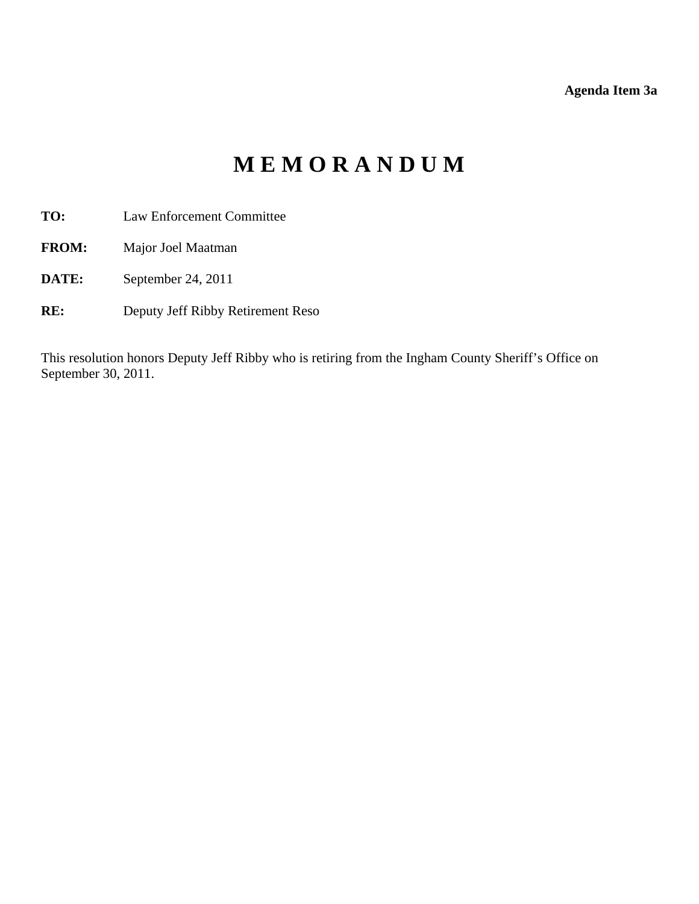**Agenda Item 3a**

# M E M O R A N D U M

**TO:** Law Enforcement Committee

**FROM:** Major Joel Maatman

**DATE:** September 24, 2011

**RE:** Deputy Jeff Ribby Retirement Reso

This resolution honors Deputy Jeff Ribby who is retiring from the Ingham County Sheriff's Office on September 30, 2011.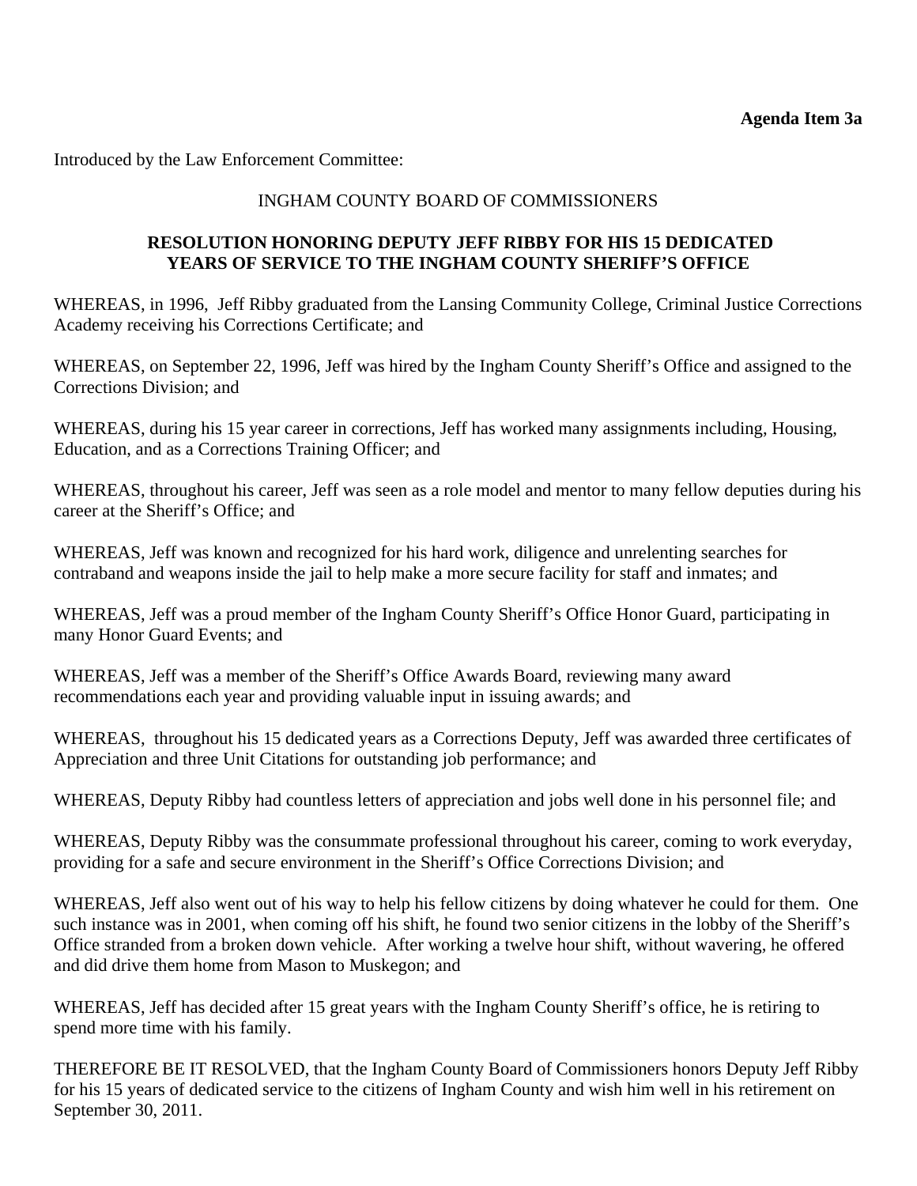**Agenda Item 3a**

Introduced by the Law Enforcement Committee:

INGHAM COUNTY BOARD OF COMMISSIONERS

**RESOLUTION HONORING DEPUTY JEFF RIBBY FOR HIS 15 DEDICATED YEARS OF SERVICE TO THE INGHAM COUNTY SHERIFF'S OFFICE**

WHEREAS, in 1996, Jeff Ribby graduated from the Lansing Community College, Criminal Justice Corrections Academy receiving his Corrections Certificate; and

WHEREAS, on September 22, 1996, Jeff was hired by the Ingham County Sheriff's Office and assigned to the Corrections Division; and

WHEREAS, during his 15 year career in corrections, Jeff has worked many assignments including, Housing, Education, and as a Corrections Training Officer; and

WHEREAS, throughout his career, Jeff was seen as a role model and mentor to many fellow deputies during his career at the Sheriff's Office; and

WHEREAS, Jeff was known and recognized for his hard work, diligence and unrelenting searches for contraband and weapons inside the jail to help make a more secure facility for staff and inmates; and

WHEREAS, Jeff was a proud member of the Ingham County Sheriff's Office Honor Guard, participating in many Honor Guard Events; and

WHEREAS, Jeff was a member of the Sheriff's Office Awards Board, reviewing many award recommendations each year and providing valuable input in issuing awards; and

WHEREAS, throughout his 15 dedicated years as a Corrections Deputy, Jeff was awarded three certificates of Appreciation and three Unit Citations for outstanding job performance; and

WHEREAS, Deputy Ribby had countless letters of appreciation and jobs well done in his personnel file; and

WHEREAS, Deputy Ribby was the consummate professional throughout his career, coming to work everyday, providing for a safe and secure environment in the Sheriff's Office Corrections Division; and

WHEREAS, Jeff also went out of his way to help his fellow citizens by doing whatever he could for them. One such instance was in 2001, when coming off his shift, he found two senior citizens in the lobby of the Sheriff's Office stranded from a broken down vehicle. After working a twelve hour shift, without wavering, he offered and did drive them home from Mason to Muskegon; and

WHEREAS, Jeff has decided after 15 great years with the Ingham County Sheriff's office, he is retiring to spend more time with his family.

THEREFORE BE IT RESOLVED, that the Ingham County Board of Commissioners honors Deputy Jeff Ribby for his 15 years of dedicated service to the citizens of Ingham County and wish him well in his retirement on September 30, 2011.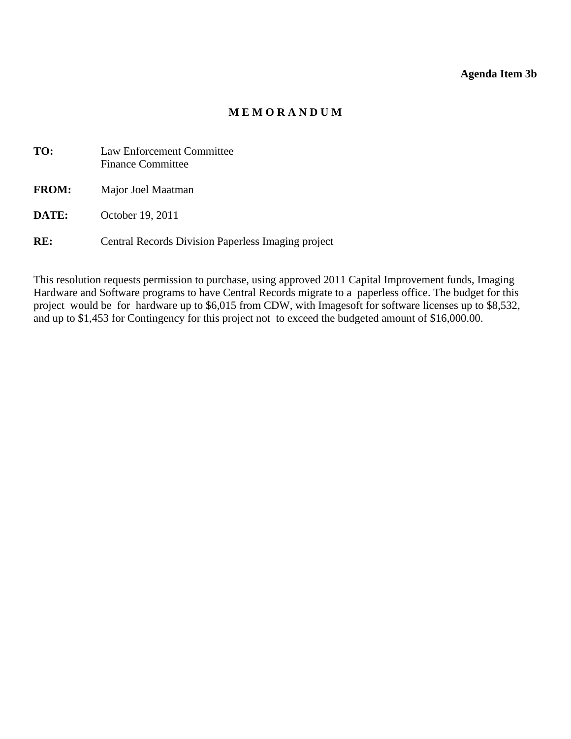**Agenda Item 3b**

# M E M O R A N D U M

**TO:** Law Enforcement Committee
Finance Committee

**FROM:** Major Joel Maatman

**DATE:** October 19, 2011

**RE:** Central Records Division Paperless Imaging project

This resolution requests permission to purchase, using approved 2011 Capital Improvement funds, Imaging Hardware and Software programs to have Central Records migrate to a paperless office. The budget for this project would be for hardware up to $6,015 from CDW, with Imagesoft for software licenses up to $8,532, and up to $1,453 for Contingency for this project not to exceed the budgeted amount of $16,000.00.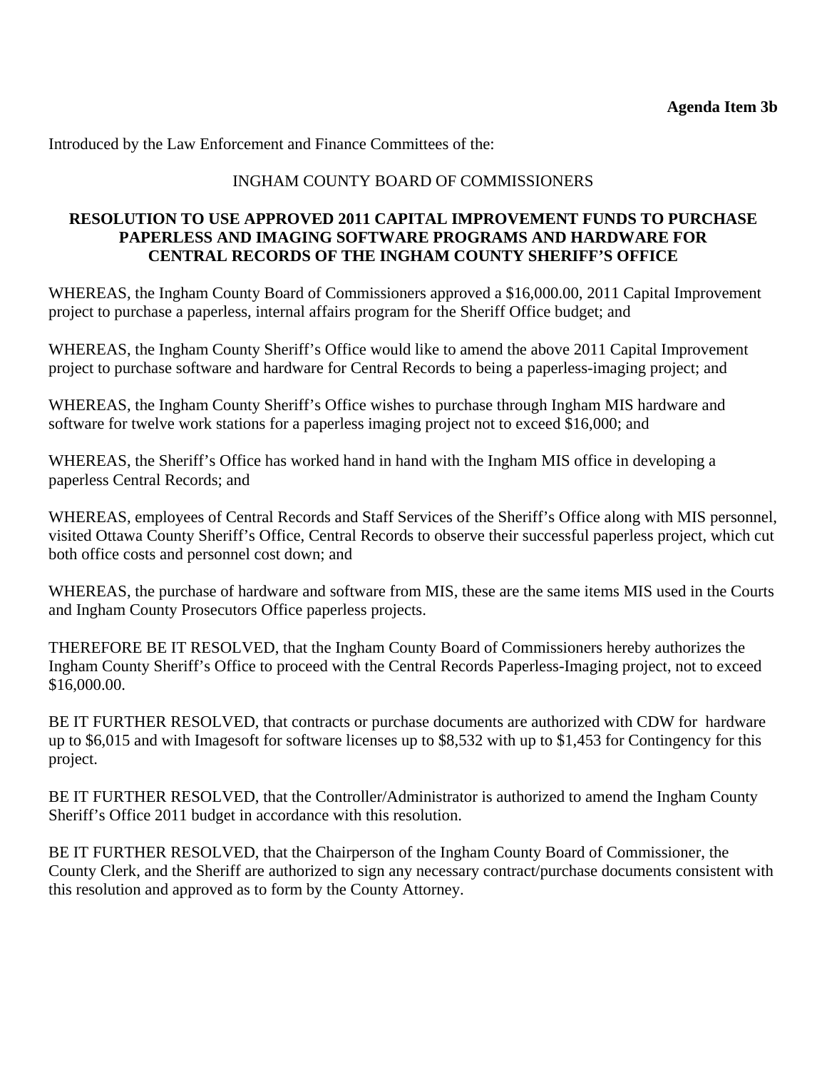**Agenda Item 3b**

Introduced by the Law Enforcement and Finance Committees of the:

INGHAM COUNTY BOARD OF COMMISSIONERS

**RESOLUTION TO USE APPROVED 2011 CAPITAL IMPROVEMENT FUNDS TO PURCHASE PAPERLESS AND IMAGING SOFTWARE PROGRAMS AND HARDWARE FOR CENTRAL RECORDS OF THE INGHAM COUNTY SHERIFF'S OFFICE**

WHEREAS, the Ingham County Board of Commissioners approved a $16,000.00, 2011 Capital Improvement project to purchase a paperless, internal affairs program for the Sheriff Office budget; and

WHEREAS, the Ingham County Sheriff's Office would like to amend the above 2011 Capital Improvement project to purchase software and hardware for Central Records to being a paperless-imaging project; and

WHEREAS, the Ingham County Sheriff's Office wishes to purchase through Ingham MIS hardware and software for twelve work stations for a paperless imaging project not to exceed $16,000; and

WHEREAS, the Sheriff's Office has worked hand in hand with the Ingham MIS office in developing a paperless Central Records; and

WHEREAS, employees of Central Records and Staff Services of the Sheriff's Office along with MIS personnel, visited Ottawa County Sheriff's Office, Central Records to observe their successful paperless project, which cut both office costs and personnel cost down; and

WHEREAS, the purchase of hardware and software from MIS, these are the same items MIS used in the Courts and Ingham County Prosecutors Office paperless projects.

THEREFORE BE IT RESOLVED, that the Ingham County Board of Commissioners hereby authorizes the Ingham County Sheriff's Office to proceed with the Central Records Paperless-Imaging project, not to exceed $16,000.00.

BE IT FURTHER RESOLVED, that contracts or purchase documents are authorized with CDW for hardware up to $6,015 and with Imagesoft for software licenses up to $8,532 with up to $1,453 for Contingency for this project.

BE IT FURTHER RESOLVED, that the Controller/Administrator is authorized to amend the Ingham County Sheriff's Office 2011 budget in accordance with this resolution.

BE IT FURTHER RESOLVED, that the Chairperson of the Ingham County Board of Commissioner, the County Clerk, and the Sheriff are authorized to sign any necessary contract/purchase documents consistent with this resolution and approved as to form by the County Attorney.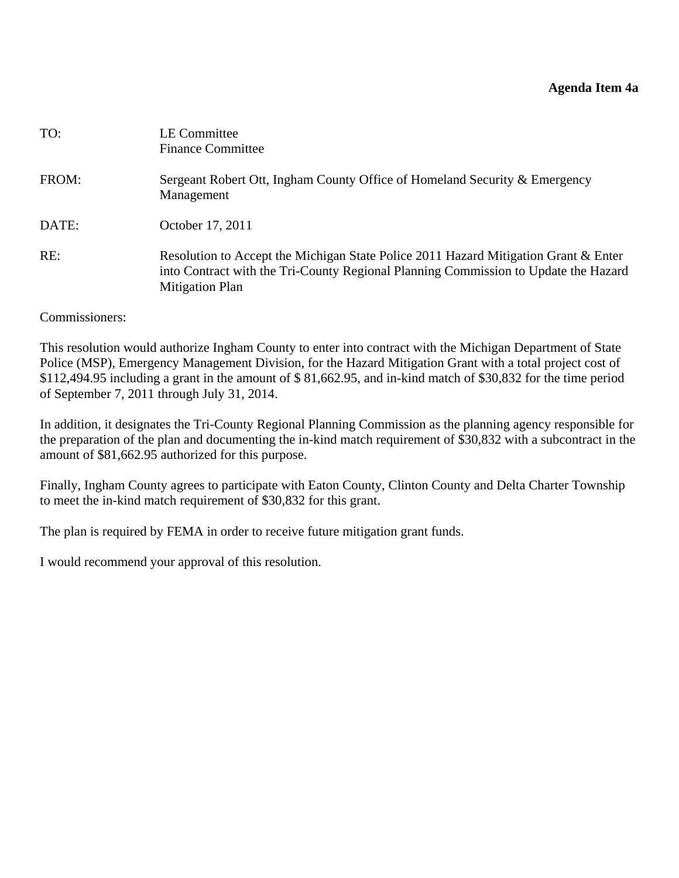**Agenda Item 4a**

| | |
|---|---|
| TO: | LE Committee<br>Finance Committee |
| FROM: | Sergeant Robert Ott, Ingham County Office of Homeland Security & Emergency Management |
| DATE: | October 17, 2011 |
| RE: | Resolution to Accept the Michigan State Police 2011 Hazard Mitigation Grant & Enter into Contract with the Tri-County Regional Planning Commission to Update the Hazard Mitigation Plan |

Commissioners:

This resolution would authorize Ingham County to enter into contract with the Michigan Department of State Police (MSP), Emergency Management Division, for the Hazard Mitigation Grant with a total project cost of $112,494.95 including a grant in the amount of $ 81,662.95, and in-kind match of $30,832 for the time period of September 7, 2011 through July 31, 2014.

In addition, it designates the Tri-County Regional Planning Commission as the planning agency responsible for the preparation of the plan and documenting the in-kind match requirement of $30,832 with a subcontract in the amount of $81,662.95 authorized for this purpose.

Finally, Ingham County agrees to participate with Eaton County, Clinton County and Delta Charter Township to meet the in-kind match requirement of $30,832 for this grant.

The plan is required by FEMA in order to receive future mitigation grant funds.

I would recommend your approval of this resolution.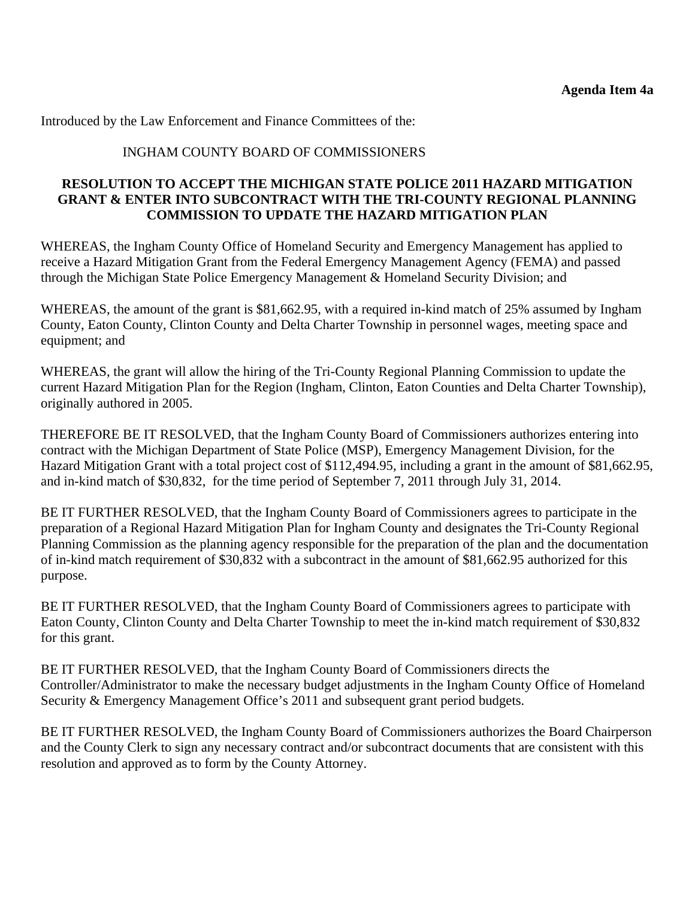**Agenda Item 4a**

Introduced by the Law Enforcement and Finance Committees of the:

INGHAM COUNTY BOARD OF COMMISSIONERS

**RESOLUTION TO ACCEPT THE MICHIGAN STATE POLICE 2011 HAZARD MITIGATION GRANT & ENTER INTO SUBCONTRACT WITH THE TRI-COUNTY REGIONAL PLANNING COMMISSION TO UPDATE THE HAZARD MITIGATION PLAN**

WHEREAS, the Ingham County Office of Homeland Security and Emergency Management has applied to receive a Hazard Mitigation Grant from the Federal Emergency Management Agency (FEMA) and passed through the Michigan State Police Emergency Management & Homeland Security Division; and

WHEREAS, the amount of the grant is $81,662.95, with a required in-kind match of 25% assumed by Ingham County, Eaton County, Clinton County and Delta Charter Township in personnel wages, meeting space and equipment; and

WHEREAS, the grant will allow the hiring of the Tri-County Regional Planning Commission to update the current Hazard Mitigation Plan for the Region (Ingham, Clinton, Eaton Counties and Delta Charter Township), originally authored in 2005.

THEREFORE BE IT RESOLVED, that the Ingham County Board of Commissioners authorizes entering into contract with the Michigan Department of State Police (MSP), Emergency Management Division, for the Hazard Mitigation Grant with a total project cost of $112,494.95, including a grant in the amount of $81,662.95, and in-kind match of $30,832, for the time period of September 7, 2011 through July 31, 2014.

BE IT FURTHER RESOLVED, that the Ingham County Board of Commissioners agrees to participate in the preparation of a Regional Hazard Mitigation Plan for Ingham County and designates the Tri-County Regional Planning Commission as the planning agency responsible for the preparation of the plan and the documentation of in-kind match requirement of $30,832 with a subcontract in the amount of $81,662.95 authorized for this purpose.

BE IT FURTHER RESOLVED, that the Ingham County Board of Commissioners agrees to participate with Eaton County, Clinton County and Delta Charter Township to meet the in-kind match requirement of $30,832 for this grant.

BE IT FURTHER RESOLVED, that the Ingham County Board of Commissioners directs the Controller/Administrator to make the necessary budget adjustments in the Ingham County Office of Homeland Security & Emergency Management Office's 2011 and subsequent grant period budgets.

BE IT FURTHER RESOLVED, the Ingham County Board of Commissioners authorizes the Board Chairperson and the County Clerk to sign any necessary contract and/or subcontract documents that are consistent with this resolution and approved as to form by the County Attorney.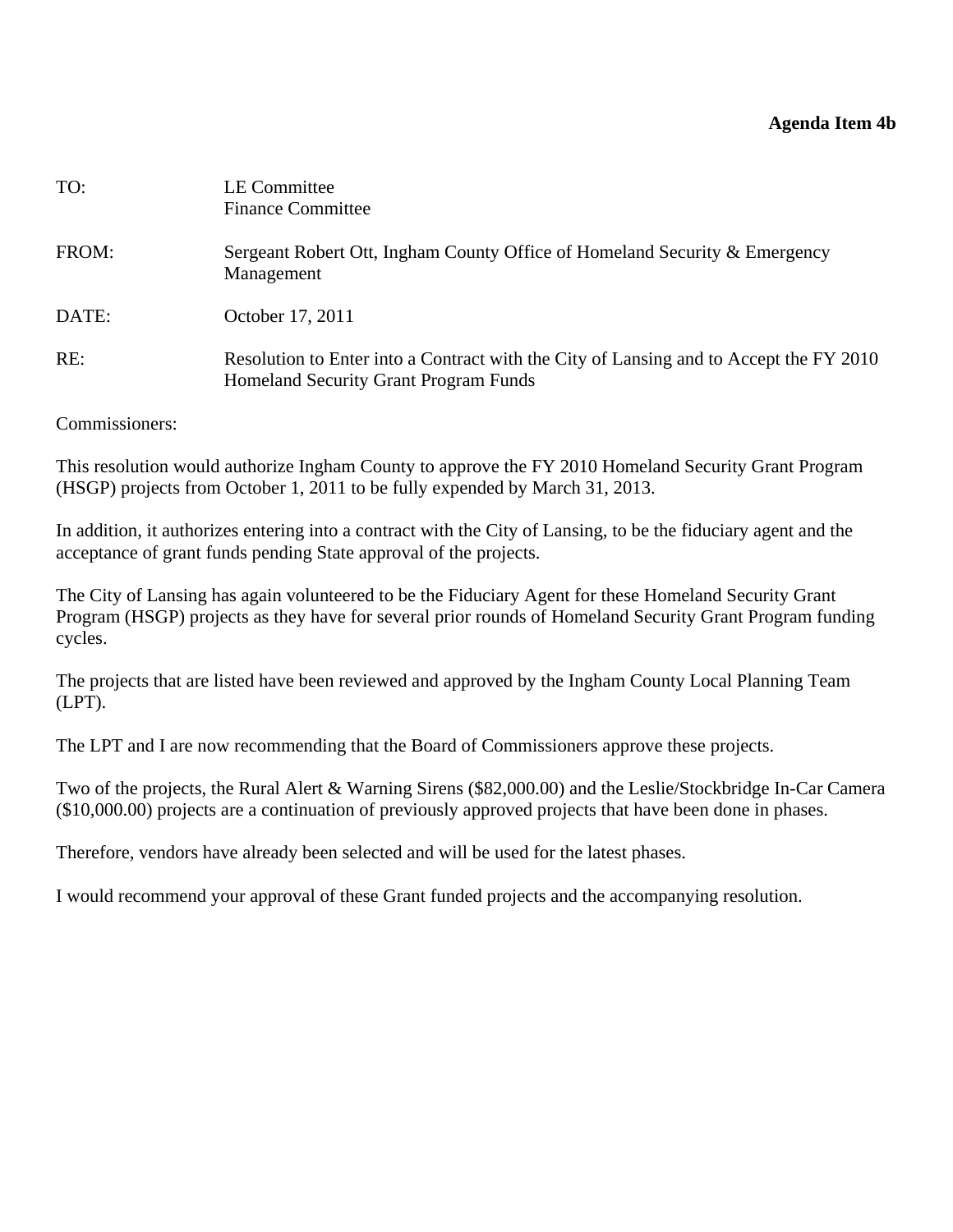**Agenda Item 4b**

| | |
|---|---|
| TO: | LE Committee<br>Finance Committee |
| FROM: | Sergeant Robert Ott, Ingham County Office of Homeland Security & Emergency Management |
| DATE: | October 17, 2011 |
| RE: | Resolution to Enter into a Contract with the City of Lansing and to Accept the FY 2010 Homeland Security Grant Program Funds |

Commissioners:

This resolution would authorize Ingham County to approve the FY 2010 Homeland Security Grant Program (HSGP) projects from October 1, 2011 to be fully expended by March 31, 2013.

In addition, it authorizes entering into a contract with the City of Lansing, to be the fiduciary agent and the acceptance of grant funds pending State approval of the projects.

The City of Lansing has again volunteered to be the Fiduciary Agent for these Homeland Security Grant Program (HSGP) projects as they have for several prior rounds of Homeland Security Grant Program funding cycles.

The projects that are listed have been reviewed and approved by the Ingham County Local Planning Team (LPT).

The LPT and I are now recommending that the Board of Commissioners approve these projects.

Two of the projects, the Rural Alert & Warning Sirens ($82,000.00) and the Leslie/Stockbridge In-Car Camera ($10,000.00) projects are a continuation of previously approved projects that have been done in phases.

Therefore, vendors have already been selected and will be used for the latest phases.

I would recommend your approval of these Grant funded projects and the accompanying resolution.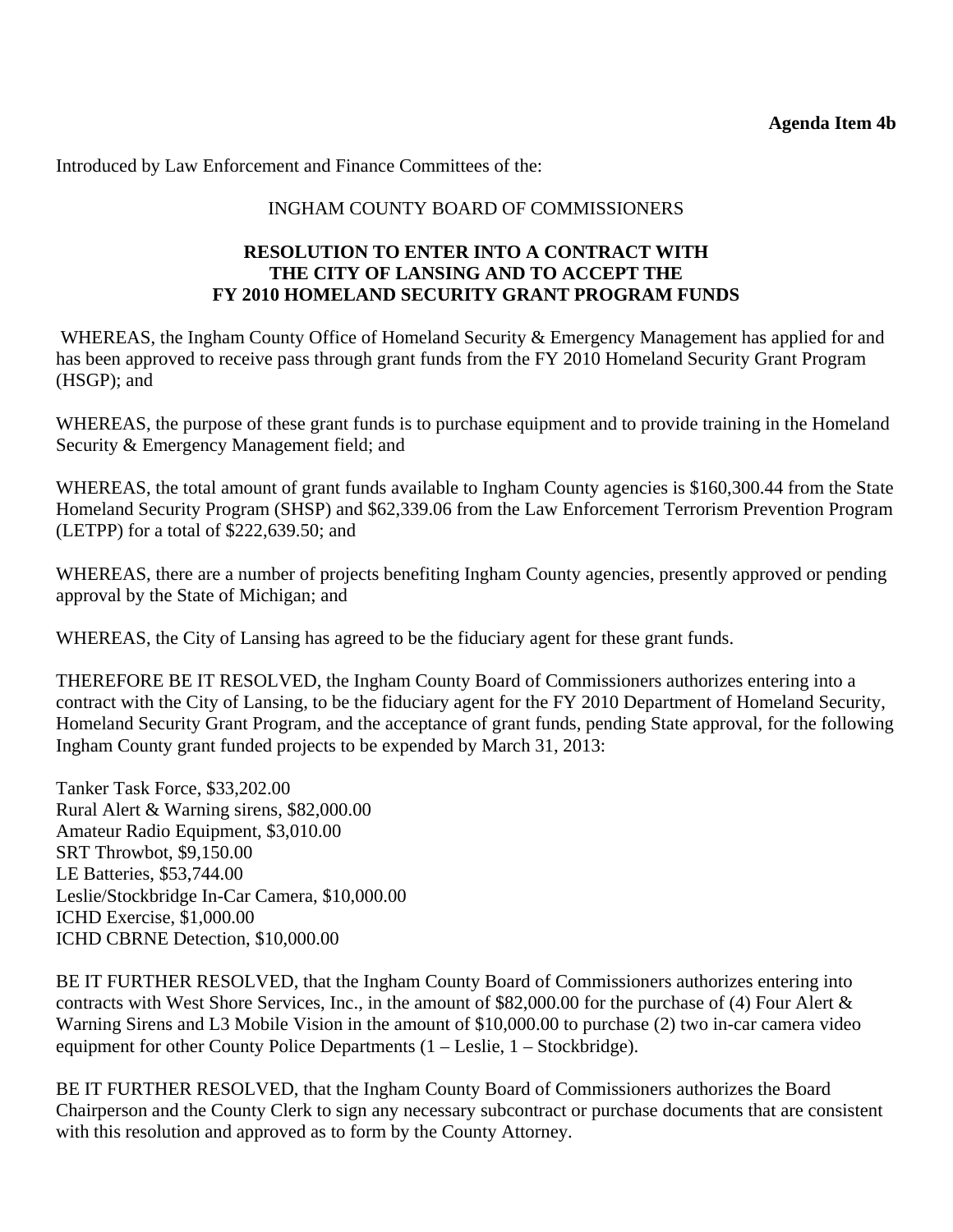**Agenda Item 4b**

Introduced by Law Enforcement and Finance Committees of the:

INGHAM COUNTY BOARD OF COMMISSIONERS

**RESOLUTION TO ENTER INTO A CONTRACT WITH THE CITY OF LANSING AND TO ACCEPT THE FY 2010 HOMELAND SECURITY GRANT PROGRAM FUNDS**

WHEREAS, the Ingham County Office of Homeland Security & Emergency Management has applied for and has been approved to receive pass through grant funds from the FY 2010 Homeland Security Grant Program (HSGP); and

WHEREAS, the purpose of these grant funds is to purchase equipment and to provide training in the Homeland Security & Emergency Management field; and

WHEREAS, the total amount of grant funds available to Ingham County agencies is $160,300.44 from the State Homeland Security Program (SHSP) and $62,339.06 from the Law Enforcement Terrorism Prevention Program (LETPP) for a total of $222,639.50; and

WHEREAS, there are a number of projects benefiting Ingham County agencies, presently approved or pending approval by the State of Michigan; and

WHEREAS, the City of Lansing has agreed to be the fiduciary agent for these grant funds.

THEREFORE BE IT RESOLVED, the Ingham County Board of Commissioners authorizes entering into a contract with the City of Lansing, to be the fiduciary agent for the FY 2010 Department of Homeland Security, Homeland Security Grant Program, and the acceptance of grant funds, pending State approval, for the following Ingham County grant funded projects to be expended by March 31, 2013:

Tanker Task Force, $33,202.00
Rural Alert & Warning sirens, $82,000.00
Amateur Radio Equipment, $3,010.00
SRT Throwbot, $9,150.00
LE Batteries, $53,744.00
Leslie/Stockbridge In-Car Camera, $10,000.00
ICHD Exercise, $1,000.00
ICHD CBRNE Detection, $10,000.00

BE IT FURTHER RESOLVED, that the Ingham County Board of Commissioners authorizes entering into contracts with West Shore Services, Inc., in the amount of $82,000.00 for the purchase of (4) Four Alert & Warning Sirens and L3 Mobile Vision in the amount of $10,000.00 to purchase (2) two in-car camera video equipment for other County Police Departments (1 – Leslie, 1 – Stockbridge).

BE IT FURTHER RESOLVED, that the Ingham County Board of Commissioners authorizes the Board Chairperson and the County Clerk to sign any necessary subcontract or purchase documents that are consistent with this resolution and approved as to form by the County Attorney.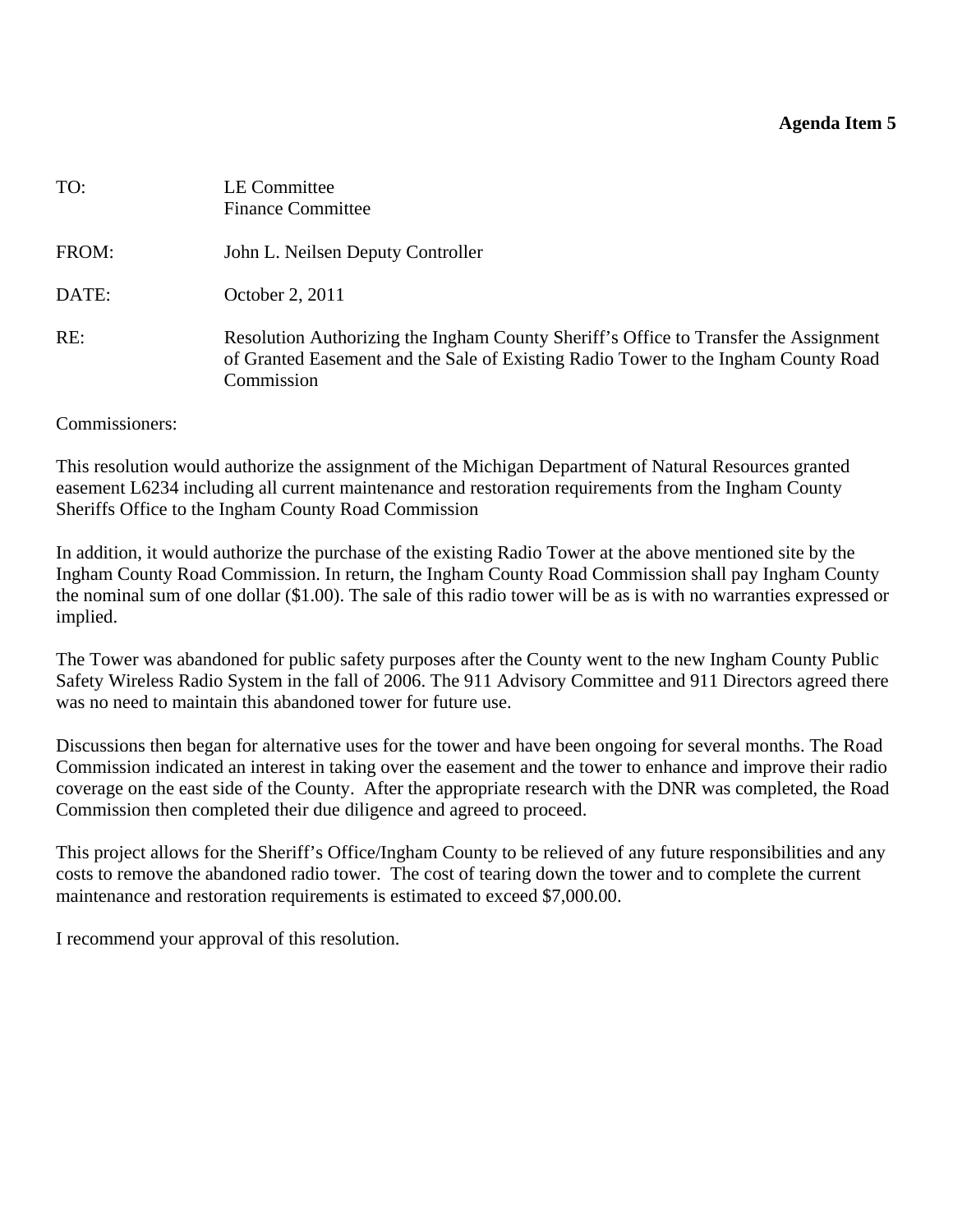**Agenda Item 5**

TO: LE Committee
Finance Committee

FROM: John L. Neilsen Deputy Controller

DATE: October 2, 2011

RE: Resolution Authorizing the Ingham County Sheriff's Office to Transfer the Assignment of Granted Easement and the Sale of Existing Radio Tower to the Ingham County Road Commission

Commissioners:

This resolution would authorize the assignment of the Michigan Department of Natural Resources granted easement L6234 including all current maintenance and restoration requirements from the Ingham County Sheriffs Office to the Ingham County Road Commission

In addition, it would authorize the purchase of the existing Radio Tower at the above mentioned site by the Ingham County Road Commission. In return, the Ingham County Road Commission shall pay Ingham County the nominal sum of one dollar ($1.00). The sale of this radio tower will be as is with no warranties expressed or implied.

The Tower was abandoned for public safety purposes after the County went to the new Ingham County Public Safety Wireless Radio System in the fall of 2006. The 911 Advisory Committee and 911 Directors agreed there was no need to maintain this abandoned tower for future use.

Discussions then began for alternative uses for the tower and have been ongoing for several months. The Road Commission indicated an interest in taking over the easement and the tower to enhance and improve their radio coverage on the east side of the County. After the appropriate research with the DNR was completed, the Road Commission then completed their due diligence and agreed to proceed.

This project allows for the Sheriff's Office/Ingham County to be relieved of any future responsibilities and any costs to remove the abandoned radio tower. The cost of tearing down the tower and to complete the current maintenance and restoration requirements is estimated to exceed $7,000.00.

I recommend your approval of this resolution.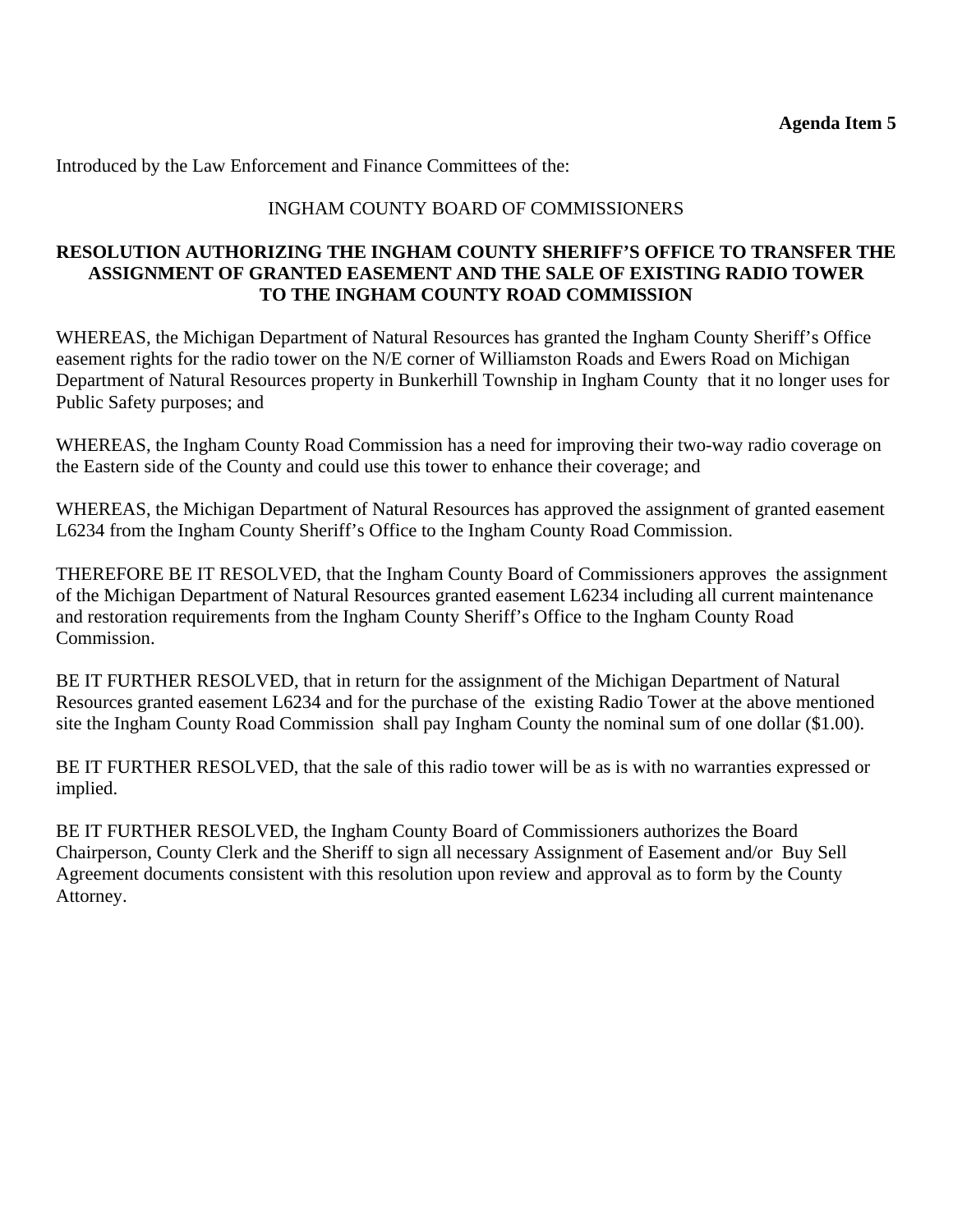**Agenda Item 5**

Introduced by the Law Enforcement and Finance Committees of the:

INGHAM COUNTY BOARD OF COMMISSIONERS

**RESOLUTION AUTHORIZING THE INGHAM COUNTY SHERIFF'S OFFICE TO TRANSFER THE ASSIGNMENT OF GRANTED EASEMENT AND THE SALE OF EXISTING RADIO TOWER TO THE INGHAM COUNTY ROAD COMMISSION**

WHEREAS, the Michigan Department of Natural Resources has granted the Ingham County Sheriff's Office easement rights for the radio tower on the N/E corner of Williamston Roads and Ewers Road on Michigan Department of Natural Resources property in Bunkerhill Township in Ingham County that it no longer uses for Public Safety purposes; and

WHEREAS, the Ingham County Road Commission has a need for improving their two-way radio coverage on the Eastern side of the County and could use this tower to enhance their coverage; and

WHEREAS, the Michigan Department of Natural Resources has approved the assignment of granted easement L6234 from the Ingham County Sheriff's Office to the Ingham County Road Commission.

THEREFORE BE IT RESOLVED, that the Ingham County Board of Commissioners approves the assignment of the Michigan Department of Natural Resources granted easement L6234 including all current maintenance and restoration requirements from the Ingham County Sheriff's Office to the Ingham County Road Commission.

BE IT FURTHER RESOLVED, that in return for the assignment of the Michigan Department of Natural Resources granted easement L6234 and for the purchase of the existing Radio Tower at the above mentioned site the Ingham County Road Commission shall pay Ingham County the nominal sum of one dollar ($1.00).

BE IT FURTHER RESOLVED, that the sale of this radio tower will be as is with no warranties expressed or implied.

BE IT FURTHER RESOLVED, the Ingham County Board of Commissioners authorizes the Board Chairperson, County Clerk and the Sheriff to sign all necessary Assignment of Easement and/or Buy Sell Agreement documents consistent with this resolution upon review and approval as to form by the County Attorney.